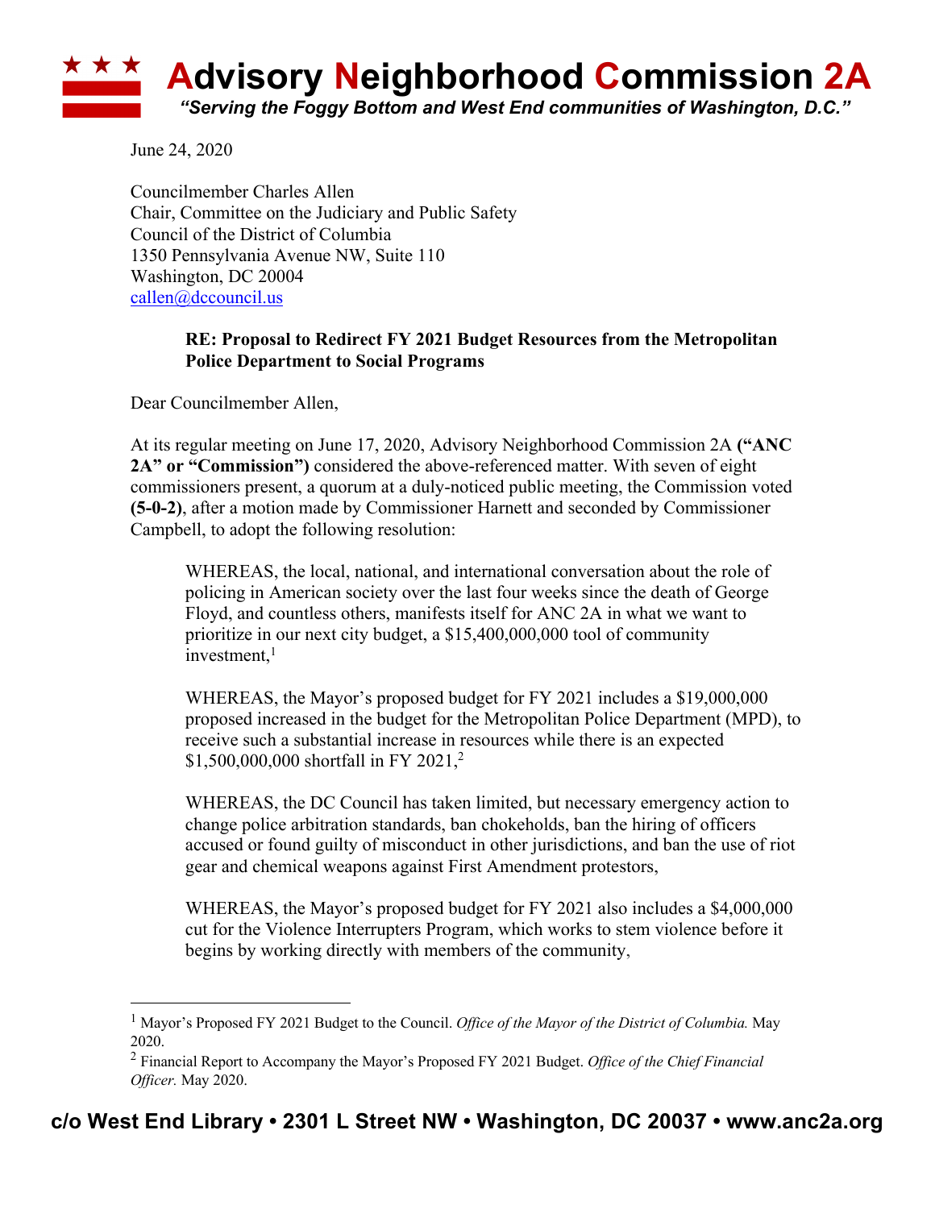# Advisory Neighborhood Commission 2A

*"Serving the Foggy Bottom and West End communities of Washington, D.C."*

June 24, 2020

Councilmember Charles Allen
Chair, Committee on the Judiciary and Public Safety
Council of the District of Columbia
1350 Pennsylvania Avenue NW, Suite 110
Washington, DC 20004
callen@dccouncil.us

**RE: Proposal to Redirect FY 2021 Budget Resources from the Metropolitan Police Department to Social Programs**

Dear Councilmember Allen,

At its regular meeting on June 17, 2020, Advisory Neighborhood Commission 2A **("ANC 2A" or "Commission")** considered the above-referenced matter. With seven of eight commissioners present, a quorum at a duly-noticed public meeting, the Commission voted **(5-0-2)**, after a motion made by Commissioner Harnett and seconded by Commissioner Campbell, to adopt the following resolution:

> WHEREAS, the local, national, and international conversation about the role of policing in American society over the last four weeks since the death of George Floyd, and countless others, manifests itself for ANC 2A in what we want to prioritize in our next city budget, a $15,400,000,000 tool of community investment,[1]
>
> WHEREAS, the Mayor's proposed budget for FY 2021 includes a $19,000,000 proposed increased in the budget for the Metropolitan Police Department (MPD), to receive such a substantial increase in resources while there is an expected $1,500,000,000 shortfall in FY 2021,[2]
>
> WHEREAS, the DC Council has taken limited, but necessary emergency action to change police arbitration standards, ban chokeholds, ban the hiring of officers accused or found guilty of misconduct in other jurisdictions, and ban the use of riot gear and chemical weapons against First Amendment protestors,
>
> WHEREAS, the Mayor's proposed budget for FY 2021 also includes a $4,000,000 cut for the Violence Interrupters Program, which works to stem violence before it begins by working directly with members of the community,

[1] Mayor's Proposed FY 2021 Budget to the Council. *Office of the Mayor of the District of Columbia.* May 2020.

[2] Financial Report to Accompany the Mayor's Proposed FY 2021 Budget. *Office of the Chief Financial Officer.* May 2020.

**c/o West End Library • 2301 L Street NW • Washington, DC 20037 • www.anc2a.org**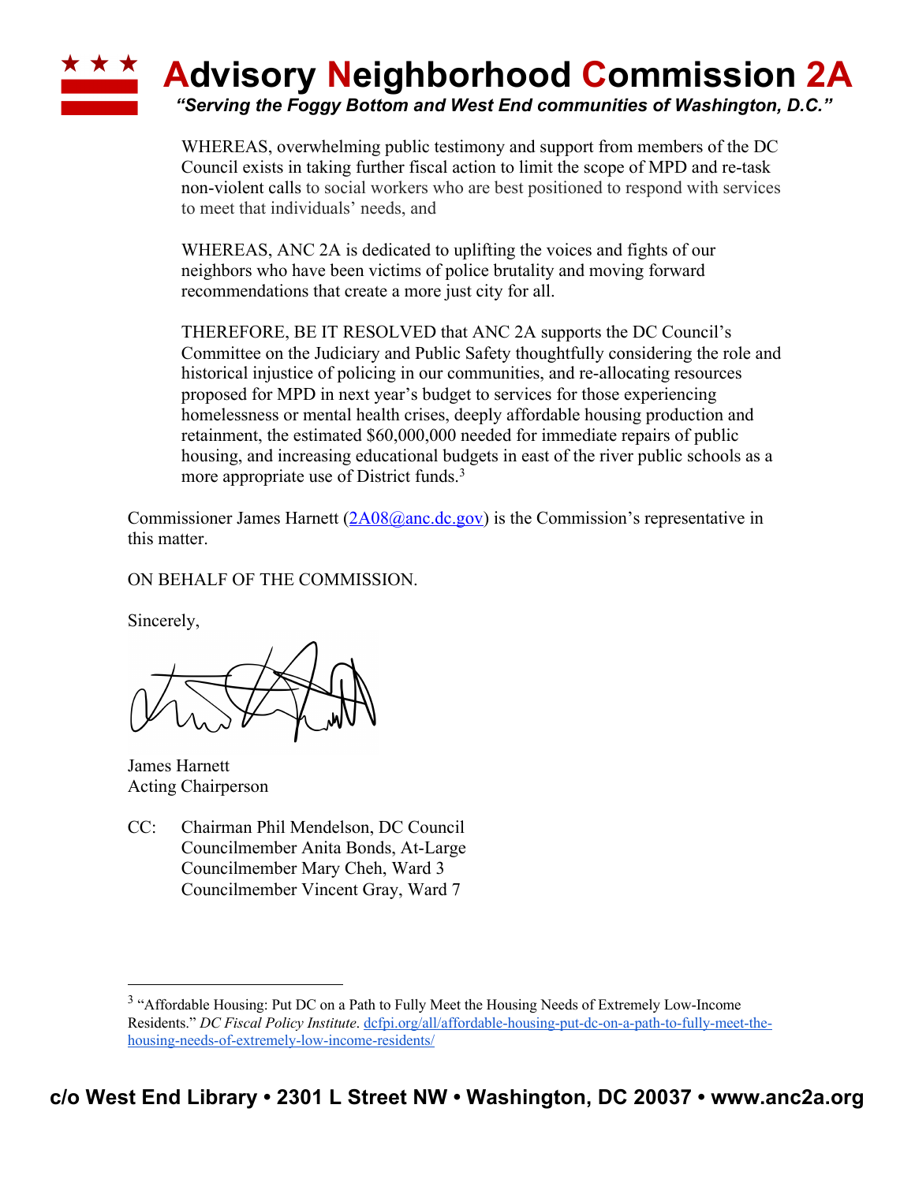WHEREAS, overwhelming public testimony and support from members of the DC Council exists in taking further fiscal action to limit the scope of MPD and re-task non-violent calls to social workers who are best positioned to respond with services to meet that individuals' needs, and

WHEREAS, ANC 2A is dedicated to uplifting the voices and fights of our neighbors who have been victims of police brutality and moving forward recommendations that create a more just city for all.

THEREFORE, BE IT RESOLVED that ANC 2A supports the DC Council's Committee on the Judiciary and Public Safety thoughtfully considering the role and historical injustice of policing in our communities, and re-allocating resources proposed for MPD in next year's budget to services for those experiencing homelessness or mental health crises, deeply affordable housing production and retainment, the estimated $60,000,000 needed for immediate repairs of public housing, and increasing educational budgets in east of the river public schools as a more appropriate use of District funds.[3]

Commissioner James Harnett (2A08@anc.dc.gov) is the Commission's representative in this matter.

ON BEHALF OF THE COMMISSION.

Sincerely,

James Harnett
Acting Chairperson

CC: Chairman Phil Mendelson, DC Council
Councilmember Anita Bonds, At-Large
Councilmember Mary Cheh, Ward 3
Councilmember Vincent Gray, Ward 7

---

[3] "Affordable Housing: Put DC on a Path to Fully Meet the Housing Needs of Extremely Low-Income Residents." *DC Fiscal Policy Institute*. dcfpi.org/all/affordable-housing-put-dc-on-a-path-to-fully-meet-the-housing-needs-of-extremely-low-income-residents/